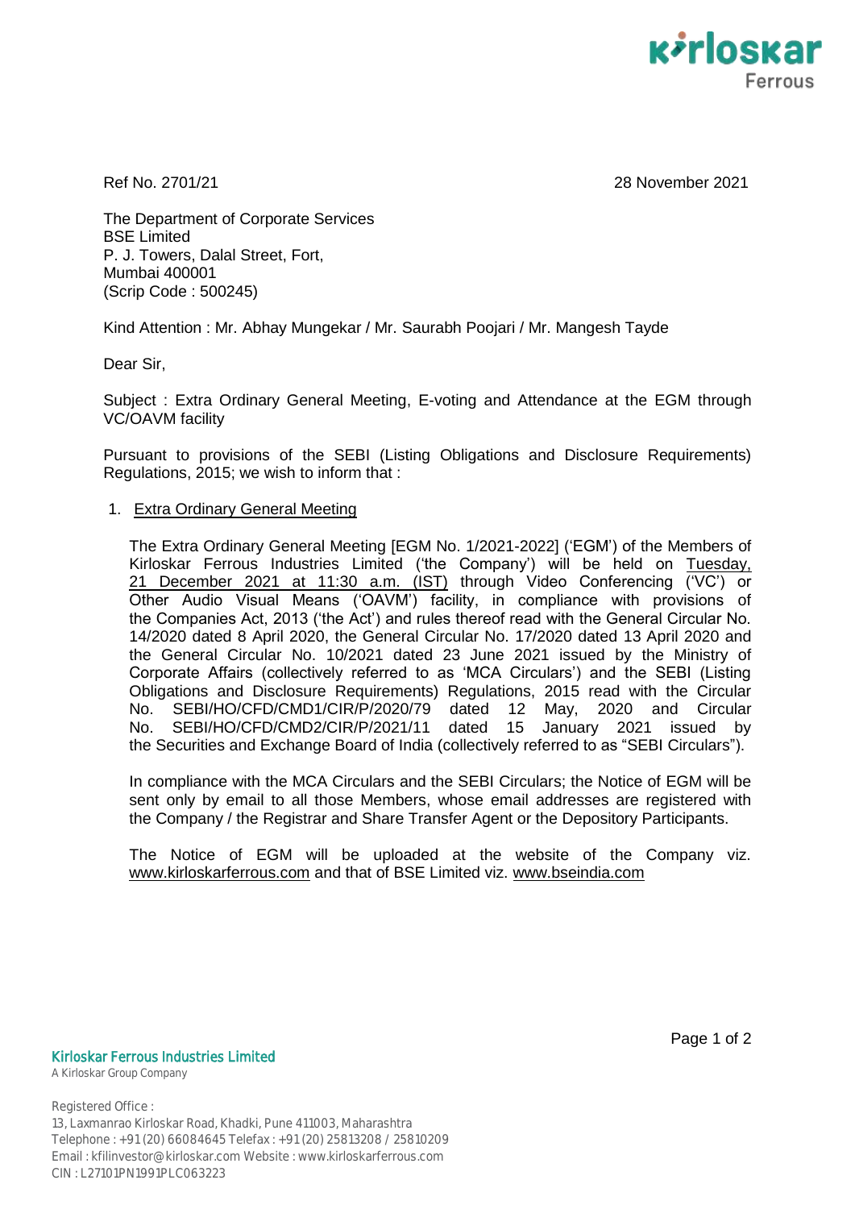Ref No. 2701/21

28 November 2021

The Department of Corporate Services
BSE Limited
P. J. Towers, Dalal Street, Fort,
Mumbai 400001
(Scrip Code : 500245)

Kind Attention : Mr. Abhay Mungekar / Mr. Saurabh Poojari / Mr. Mangesh Tayde

Dear Sir,

Subject : Extra Ordinary General Meeting, E-voting and Attendance at the EGM through VC/OAVM facility

Pursuant to provisions of the SEBI (Listing Obligations and Disclosure Requirements) Regulations, 2015; we wish to inform that :

1. Extra Ordinary General Meeting

   The Extra Ordinary General Meeting [EGM No. 1/2021-2022] ('EGM') of the Members of Kirloskar Ferrous Industries Limited ('the Company') will be held on Tuesday, 21 December 2021 at 11:30 a.m. (IST) through Video Conferencing ('VC') or Other Audio Visual Means ('OAVM') facility, in compliance with provisions of the Companies Act, 2013 ('the Act') and rules thereof read with the General Circular No. 14/2020 dated 8 April 2020, the General Circular No. 17/2020 dated 13 April 2020 and the General Circular No. 10/2021 dated 23 June 2021 issued by the Ministry of Corporate Affairs (collectively referred to as 'MCA Circulars') and the SEBI (Listing Obligations and Disclosure Requirements) Regulations, 2015 read with the Circular No. SEBI/HO/CFD/CMD1/CIR/P/2020/79 dated 12 May, 2020 and Circular No. SEBI/HO/CFD/CMD2/CIR/P/2021/11 dated 15 January 2021 issued by the Securities and Exchange Board of India (collectively referred to as "SEBI Circulars").

   In compliance with the MCA Circulars and the SEBI Circulars; the Notice of EGM will be sent only by email to all those Members, whose email addresses are registered with the Company / the Registrar and Share Transfer Agent or the Depository Participants.

   The Notice of EGM will be uploaded at the website of the Company viz. www.kirloskarferrous.com and that of BSE Limited viz. www.bseindia.com

**Kirloskar Ferrous Industries Limited**
A Kirloskar Group Company

Registered Office :
13, Laxmanrao Kirloskar Road, Khadki, Pune 411003, Maharashtra
Telephone : +91 (20) 66084645 Telefax : +91 (20) 25813208 / 25810209
Email : kfilinvestor@kirloskar.com Website : www.kirloskarferrous.com
CIN : L27101PN1991PLC063223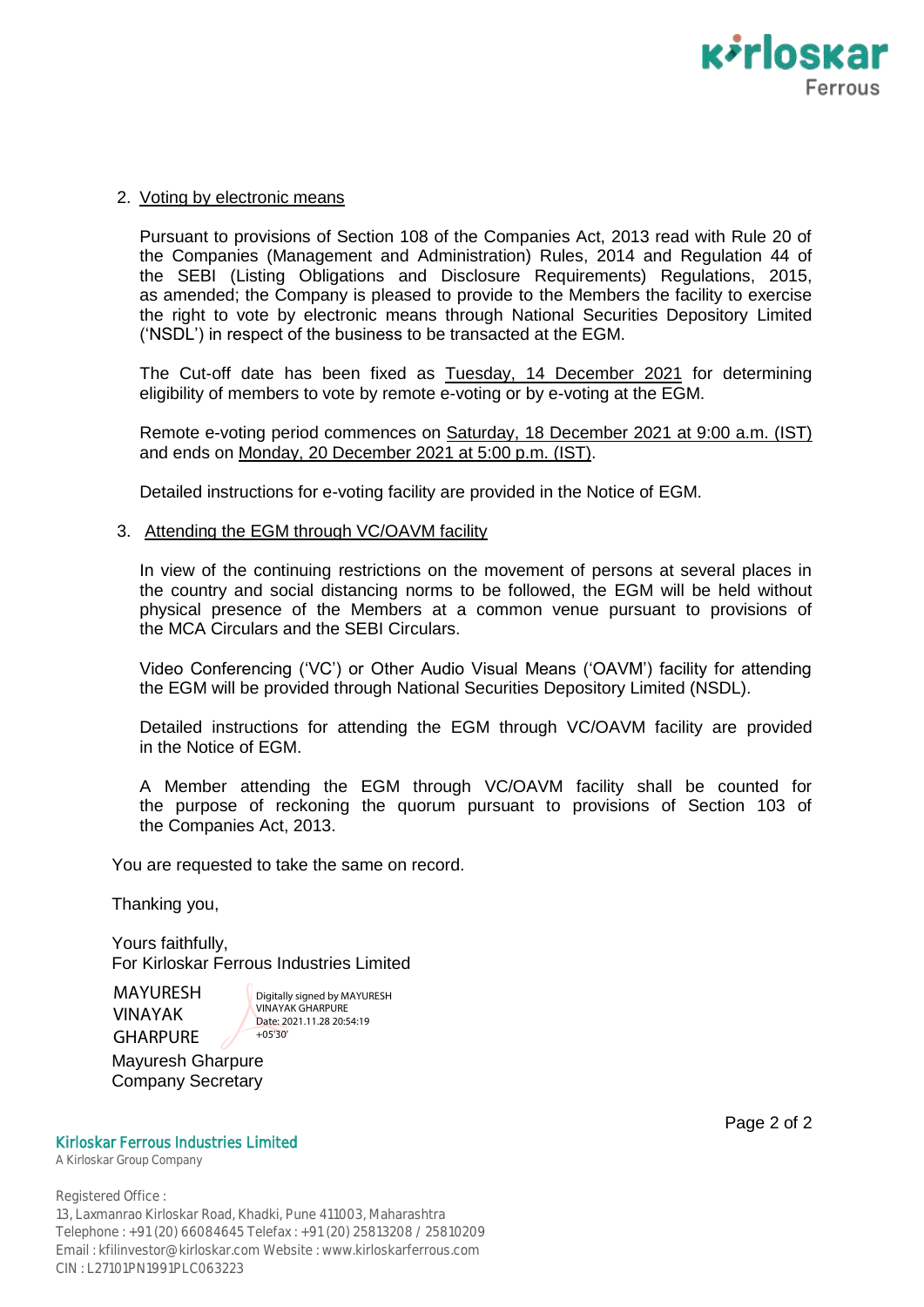2. Voting by electronic means

   Pursuant to provisions of Section 108 of the Companies Act, 2013 read with Rule 20 of the Companies (Management and Administration) Rules, 2014 and Regulation 44 of the SEBI (Listing Obligations and Disclosure Requirements) Regulations, 2015, as amended; the Company is pleased to provide to the Members the facility to exercise the right to vote by electronic means through National Securities Depository Limited ('NSDL') in respect of the business to be transacted at the EGM.

   The Cut-off date has been fixed as Tuesday, 14 December 2021 for determining eligibility of members to vote by remote e-voting or by e-voting at the EGM.

   Remote e-voting period commences on Saturday, 18 December 2021 at 9:00 a.m. (IST) and ends on Monday, 20 December 2021 at 5:00 p.m. (IST).

   Detailed instructions for e-voting facility are provided in the Notice of EGM.

3. Attending the EGM through VC/OAVM facility

   In view of the continuing restrictions on the movement of persons at several places in the country and social distancing norms to be followed, the EGM will be held without physical presence of the Members at a common venue pursuant to provisions of the MCA Circulars and the SEBI Circulars.

   Video Conferencing ('VC') or Other Audio Visual Means ('OAVM') facility for attending the EGM will be provided through National Securities Depository Limited (NSDL).

   Detailed instructions for attending the EGM through VC/OAVM facility are provided in the Notice of EGM.

   A Member attending the EGM through VC/OAVM facility shall be counted for the purpose of reckoning the quorum pursuant to provisions of Section 103 of the Companies Act, 2013.

You are requested to take the same on record.

Thanking you,

Yours faithfully,
For Kirloskar Ferrous Industries Limited

MAYURESH VINAYAK GHARPURE
Digitally signed by MAYURESH VINAYAK GHARPURE
Date: 2021.11.28 20:54:19 +05'30'

Mayuresh Gharpure
Company Secretary

**Kirloskar Ferrous Industries Limited**
A Kirloskar Group Company

Registered Office :
13, Laxmanrao Kirloskar Road, Khadki, Pune 411003, Maharashtra
Telephone : +91 (20) 66084645 Telefax : +91 (20) 25813208 / 25810209
Email : kfilinvestor@kirloskar.com Website : www.kirloskarferrous.com
CIN : L27101PN1991PLC063223